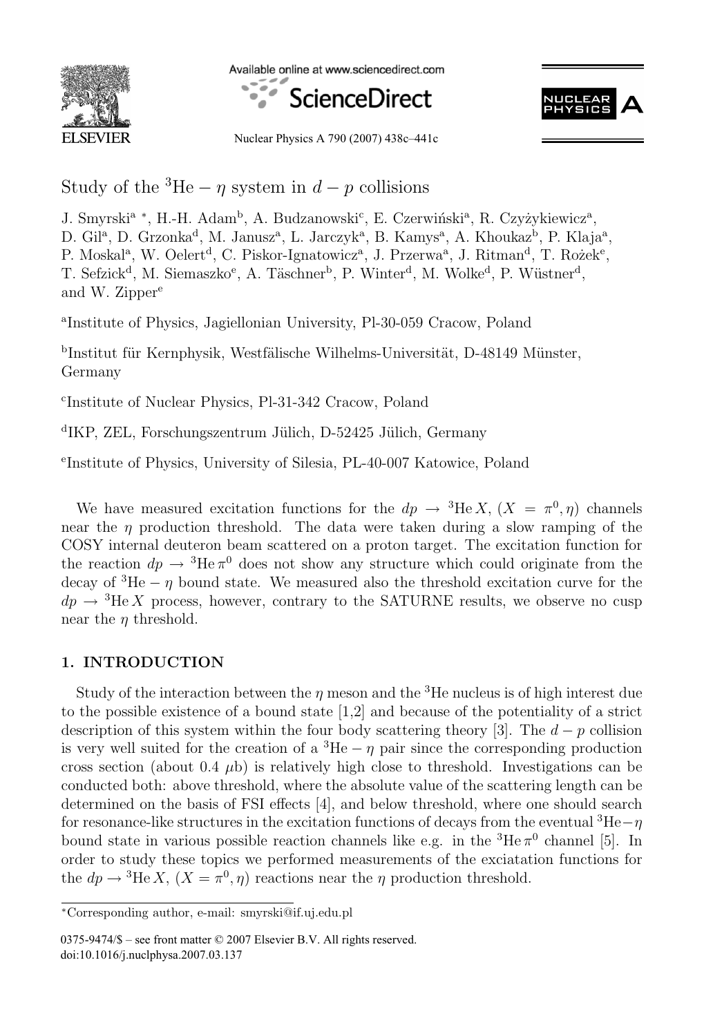# Study of the $^3$He $- \eta$ system in $d - p$ collisions

J. Smyrski[a] [*], H.-H. Adam[b], A. Budzanowski[c], E. Czerwiński[a], R. Czyżykiewicz[a], D. Gil[a], D. Grzonka[d], M. Janusz[a], L. Jarczyk[a], B. Kamys[a], A. Khoukaz[b], P. Klaja[a], P. Moskal[a], W. Oelert[d], C. Piskor-Ignatowicz[a], J. Przerwa[a], J. Ritman[d], T. Rożek[e], T. Sefzick[d], M. Siemaszko[e], A. Täschner[b], P. Winter[d], M. Wolke[d], P. Wüstner[d], and W. Zipper[e]

[a]Institute of Physics, Jagiellonian University, Pl-30-059 Cracow, Poland

[b]Institut für Kernphysik, Westfälische Wilhelms-Universität, D-48149 Münster, Germany

[c]Institute of Nuclear Physics, Pl-31-342 Cracow, Poland

[d]IKP, ZEL, Forschungszentrum Jülich, D-52425 Jülich, Germany

[e]Institute of Physics, University of Silesia, PL-40-007 Katowice, Poland

We have measured excitation functions for the $dp \to {}^3\text{He}\, X$, $(X = \pi^0, \eta)$ channels near the $\eta$ production threshold. The data were taken during a slow ramping of the COSY internal deuteron beam scattered on a proton target. The excitation function for the reaction $dp \to {}^3\text{He}\, \pi^0$ does not show any structure which could originate from the decay of $^3$He $- \eta$ bound state. We measured also the threshold excitation curve for the $dp \to {}^3\text{He}\, X$ process, however, contrary to the SATURNE results, we observe no cusp near the $\eta$ threshold.

## 1. INTRODUCTION

Study of the interaction between the $\eta$ meson and the $^3$He nucleus is of high interest due to the possible existence of a bound state [1,2] and because of the potentiality of a strict description of this system within the four body scattering theory [3]. The $d - p$ collision is very well suited for the creation of a $^3$He $- \eta$ pair since the corresponding production cross section (about 0.4 $\mu$b) is relatively high close to threshold. Investigations can be conducted both: above threshold, where the absolute value of the scattering length can be determined on the basis of FSI effects [4], and below threshold, where one should search for resonance-like structures in the excitation functions of decays from the eventual $^3$He$-\eta$ bound state in various possible reaction channels like e.g. in the $^3$He $\pi^0$ channel [5]. In order to study these topics we performed measurements of the exciatation functions for the $dp \to {}^3\text{He}\, X$, $(X = \pi^0, \eta)$ reactions near the $\eta$ production threshold.

[*]Corresponding author, e-mail: smyrski@if.uj.edu.pl

0375-9474/$ – see front matter © 2007 Elsevier B.V. All rights reserved.
doi:10.1016/j.nuclphysa.2007.03.137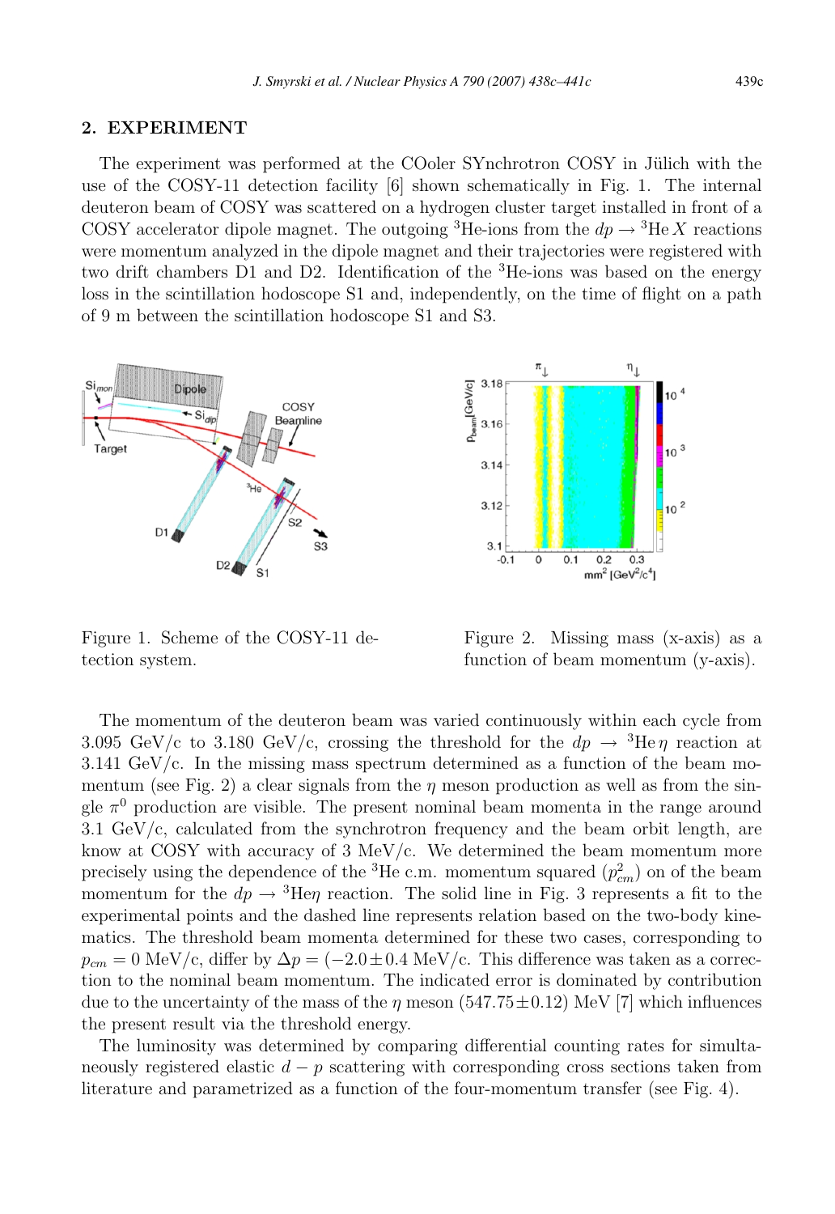## 2. EXPERIMENT

The experiment was performed at the COoler SYnchrotron COSY in Jülich with the use of the COSY-11 detection facility [6] shown schematically in Fig. 1. The internal deuteron beam of COSY was scattered on a hydrogen cluster target installed in front of a COSY accelerator dipole magnet. The outgoing $^3$He-ions from the $dp \to {}^3\text{He}\,X$ reactions were momentum analyzed in the dipole magnet and their trajectories were registered with two drift chambers D1 and D2. Identification of the $^3$He-ions was based on the energy loss in the scintillation hodoscope S1 and, independently, on the time of flight on a path of 9 m between the scintillation hodoscope S1 and S3.

Figure 1. Scheme of the COSY-11 detection system.

Figure 2. Missing mass (x-axis) as a function of beam momentum (y-axis).

The momentum of the deuteron beam was varied continuously within each cycle from 3.095 GeV/c to 3.180 GeV/c, crossing the threshold for the $dp \to {}^3\text{He}\,\eta$ reaction at 3.141 GeV/c. In the missing mass spectrum determined as a function of the beam momentum (see Fig. 2) a clear signals from the $\eta$ meson production as well as from the single $\pi^0$ production are visible. The present nominal beam momenta in the range around 3.1 GeV/c, calculated from the synchrotron frequency and the beam orbit length, are know at COSY with accuracy of 3 MeV/c. We determined the beam momentum more precisely using the dependence of the $^3$He c.m. momentum squared ($p^2_{cm}$) on of the beam momentum for the $dp \to {}^3\text{He}\eta$ reaction. The solid line in Fig. 3 represents a fit to the experimental points and the dashed line represents relation based on the two-body kinematics. The threshold beam momenta determined for these two cases, corresponding to $p_{cm} = 0$ MeV/c, differ by $\Delta p = (-2.0 \pm 0.4$ MeV/c. This difference was taken as a correction to the nominal beam momentum. The indicated error is dominated by contribution due to the uncertainty of the mass of the $\eta$ meson ($547.75 \pm 0.12$) MeV [7] which influences the present result via the threshold energy.

The luminosity was determined by comparing differential counting rates for simultaneously registered elastic $d-p$ scattering with corresponding cross sections taken from literature and parametrized as a function of the four-momentum transfer (see Fig. 4).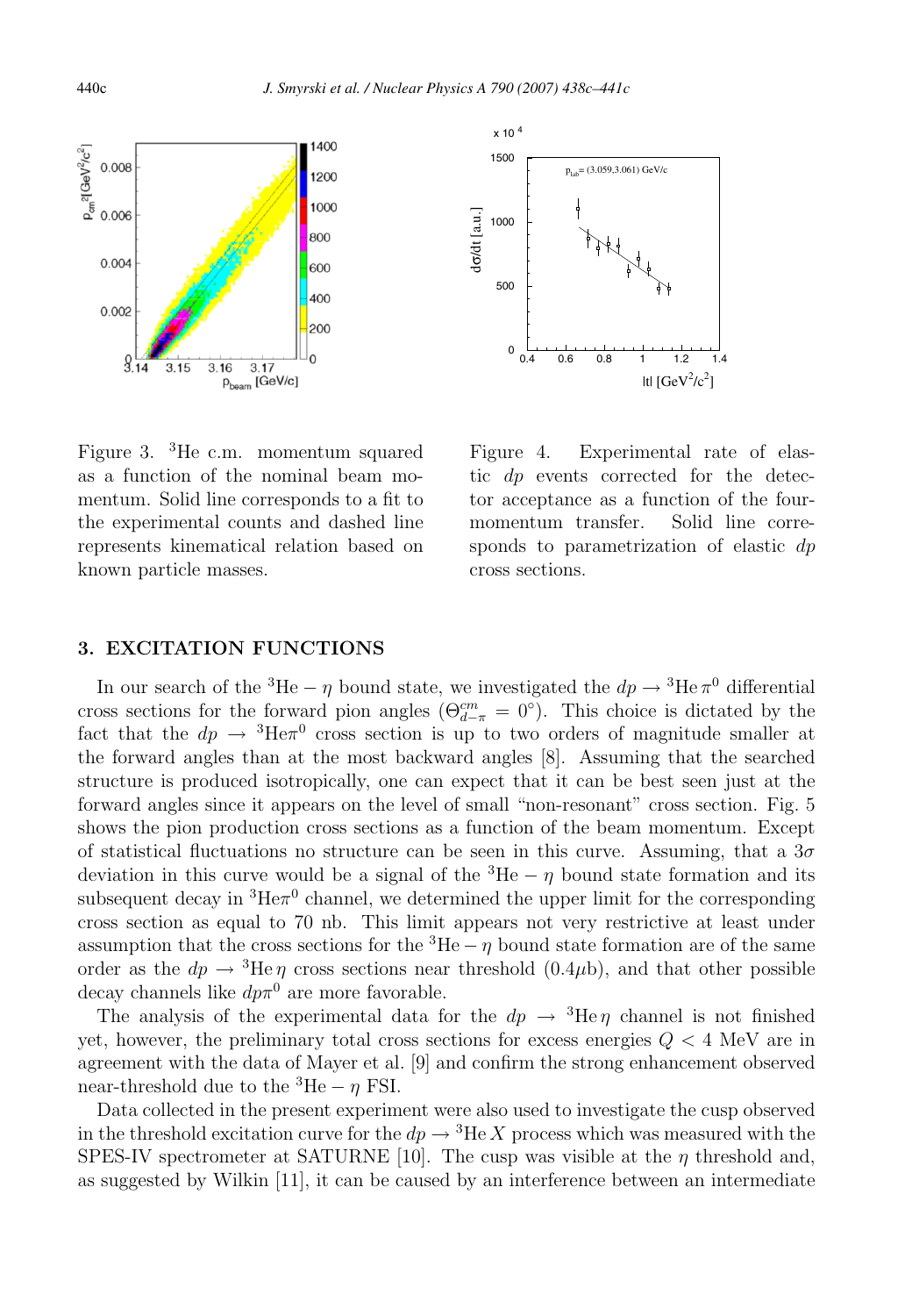Figure 3. $^3$He c.m. momentum squared as a function of the nominal beam momentum. Solid line corresponds to a fit to the experimental counts and dashed line represents kinematical relation based on known particle masses.

Figure 4. Experimental rate of elastic $dp$ events corrected for the detector acceptance as a function of the four-momentum transfer. Solid line corresponds to parametrization of elastic $dp$ cross sections.

## 3. EXCITATION FUNCTIONS

In our search of the $^3\text{He}-\eta$ bound state, we investigated the $dp \to {}^3\text{He}\,\pi^0$ differential cross sections for the forward pion angles ($\Theta^{cm}_{d-\pi} = 0°$). This choice is dictated by the fact that the $dp \to {}^3\text{He}\pi^0$ cross section is up to two orders of magnitude smaller at the forward angles than at the most backward angles [8]. Assuming that the searched structure is produced isotropically, one can expect that it can be best seen just at the forward angles since it appears on the level of small "non-resonant" cross section. Fig. 5 shows the pion production cross sections as a function of the beam momentum. Except of statistical fluctuations no structure can be seen in this curve. Assuming, that a $3\sigma$ deviation in this curve would be a signal of the $^3\text{He}-\eta$ bound state formation and its subsequent decay in $^3\text{He}\pi^0$ channel, we determined the upper limit for the corresponding cross section as equal to 70 nb. This limit appears not very restrictive at least under assumption that the cross sections for the $^3\text{He}-\eta$ bound state formation are of the same order as the $dp \to {}^3\text{He}\,\eta$ cross sections near threshold (0.4$\mu$b), and that other possible decay channels like $dp\pi^0$ are more favorable.

The analysis of the experimental data for the $dp \to {}^3\text{He}\,\eta$ channel is not finished yet, however, the preliminary total cross sections for excess energies $Q < 4$ MeV are in agreement with the data of Mayer et al. [9] and confirm the strong enhancement observed near-threshold due to the $^3\text{He}-\eta$ FSI.

Data collected in the present experiment were also used to investigate the cusp observed in the threshold excitation curve for the $dp \to {}^3\text{He}\,X$ process which was measured with the SPES-IV spectrometer at SATURNE [10]. The cusp was visible at the $\eta$ threshold and, as suggested by Wilkin [11], it can be caused by an interference between an intermediate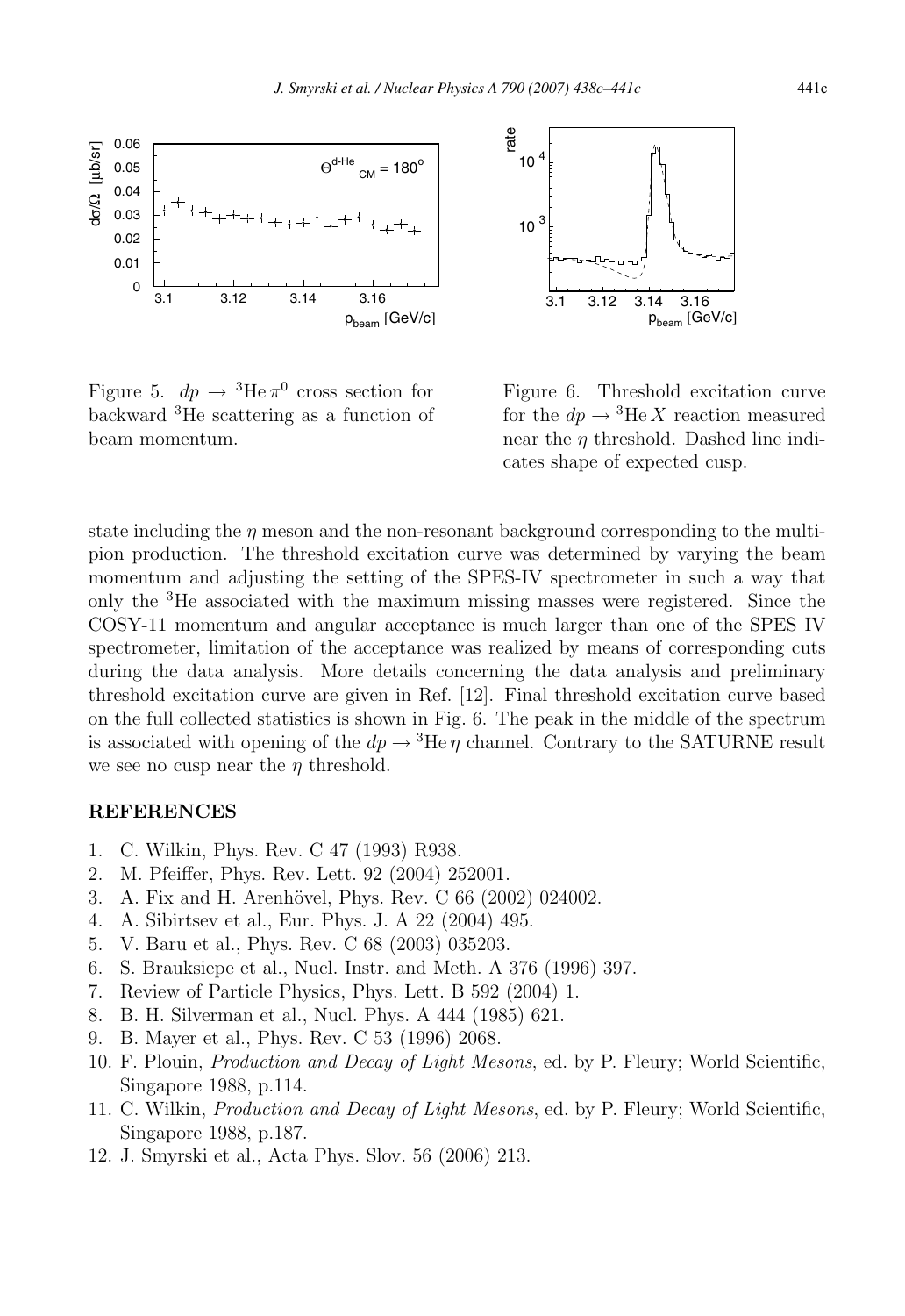0.06
0.05
0.04
0.03
0.02
0.01
0
dσ/Ω [μb/sr]
$\Theta^{d\text{-}He}_{CM} = 180^o$
3.1 3.12 3.14 3.16
$p_{beam}$ [GeV/c]

Figure 5. $dp \rightarrow {}^3\mathrm{He}\,\pi^0$ cross section for backward ${}^3$He scattering as a function of beam momentum.

rate
$10^4$
$10^3$
3.1 3.12 3.14 3.16
$p_{beam}$ [GeV/c]

Figure 6. Threshold excitation curve for the $dp \rightarrow {}^3\mathrm{He}\,X$ reaction measured near the $\eta$ threshold. Dashed line indicates shape of expected cusp.

state including the $\eta$ meson and the non-resonant background corresponding to the multipion production. The threshold excitation curve was determined by varying the beam momentum and adjusting the setting of the SPES-IV spectrometer in such a way that only the ${}^3$He associated with the maximum missing masses were registered. Since the COSY-11 momentum and angular acceptance is much larger than one of the SPES IV spectrometer, limitation of the acceptance was realized by means of corresponding cuts during the data analysis. More details concerning the data analysis and preliminary threshold excitation curve are given in Ref. [12]. Final threshold excitation curve based on the full collected statistics is shown in Fig. 6. The peak in the middle of the spectrum is associated with opening of the $dp \rightarrow {}^3\mathrm{He}\,\eta$ channel. Contrary to the SATURNE result we see no cusp near the $\eta$ threshold.

## REFERENCES

1. C. Wilkin, Phys. Rev. C 47 (1993) R938.
2. M. Pfeiffer, Phys. Rev. Lett. 92 (2004) 252001.
3. A. Fix and H. Arenhövel, Phys. Rev. C 66 (2002) 024002.
4. A. Sibirtsev et al., Eur. Phys. J. A 22 (2004) 495.
5. V. Baru et al., Phys. Rev. C 68 (2003) 035203.
6. S. Brauksiepe et al., Nucl. Instr. and Meth. A 376 (1996) 397.
7. Review of Particle Physics, Phys. Lett. B 592 (2004) 1.
8. B. H. Silverman et al., Nucl. Phys. A 444 (1985) 621.
9. B. Mayer et al., Phys. Rev. C 53 (1996) 2068.
10. F. Plouin, *Production and Decay of Light Mesons*, ed. by P. Fleury; World Scientific, Singapore 1988, p.114.
11. C. Wilkin, *Production and Decay of Light Mesons*, ed. by P. Fleury; World Scientific, Singapore 1988, p.187.
12. J. Smyrski et al., Acta Phys. Slov. 56 (2006) 213.